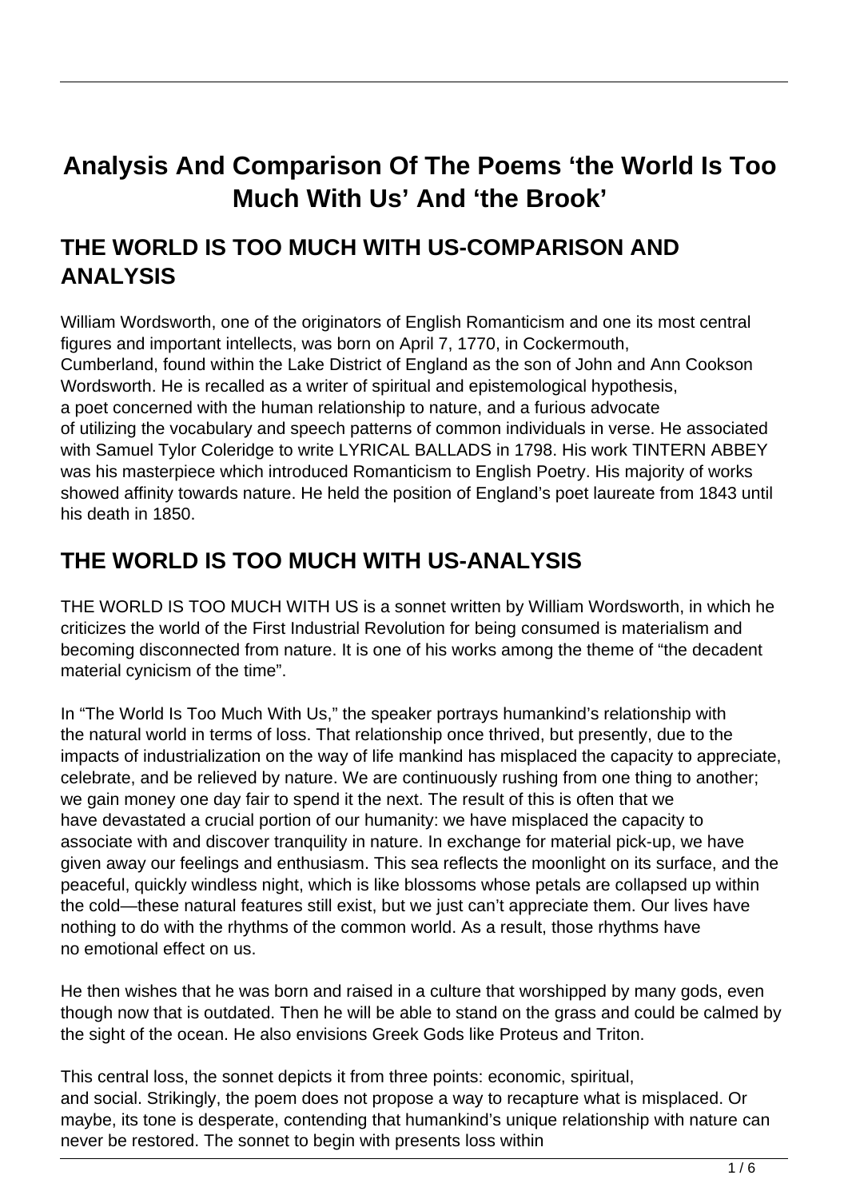# Analysis And Comparison Of The Poems 'the World Is Too Much With Us' And 'the Brook'

## THE WORLD IS TOO MUCH WITH US-COMPARISON AND ANALYSIS

William Wordsworth, one of the originators of English Romanticism and one its most central figures and important intellects, was born on April 7, 1770, in Cockermouth, Cumberland, found within the Lake District of England as the son of John and Ann Cookson Wordsworth. He is recalled as a writer of spiritual and epistemological hypothesis, a poet concerned with the human relationship to nature, and a furious advocate of utilizing the vocabulary and speech patterns of common individuals in verse. He associated with Samuel Tylor Coleridge to write LYRICAL BALLADS in 1798. His work TINTERN ABBEY was his masterpiece which introduced Romanticism to English Poetry. His majority of works showed affinity towards nature. He held the position of England's poet laureate from 1843 until his death in 1850.

## THE WORLD IS TOO MUCH WITH US-ANALYSIS

THE WORLD IS TOO MUCH WITH US is a sonnet written by William Wordsworth, in which he criticizes the world of the First Industrial Revolution for being consumed is materialism and becoming disconnected from nature. It is one of his works among the theme of "the decadent material cynicism of the time".

In "The World Is Too Much With Us," the speaker portrays humankind's relationship with the natural world in terms of loss. That relationship once thrived, but presently, due to the impacts of industrialization on the way of life mankind has misplaced the capacity to appreciate, celebrate, and be relieved by nature. We are continuously rushing from one thing to another; we gain money one day fair to spend it the next. The result of this is often that we have devastated a crucial portion of our humanity: we have misplaced the capacity to associate with and discover tranquility in nature. In exchange for material pick-up, we have given away our feelings and enthusiasm. This sea reflects the moonlight on its surface, and the peaceful, quickly windless night, which is like blossoms whose petals are collapsed up within the cold—these natural features still exist, but we just can't appreciate them. Our lives have nothing to do with the rhythms of the common world. As a result, those rhythms have no emotional effect on us.

He then wishes that he was born and raised in a culture that worshipped by many gods, even though now that is outdated. Then he will be able to stand on the grass and could be calmed by the sight of the ocean. He also envisions Greek Gods like Proteus and Triton.

This central loss, the sonnet depicts it from three points: economic, spiritual, and social. Strikingly, the poem does not propose a way to recapture what is misplaced. Or maybe, its tone is desperate, contending that humankind's unique relationship with nature can never be restored. The sonnet to begin with presents loss within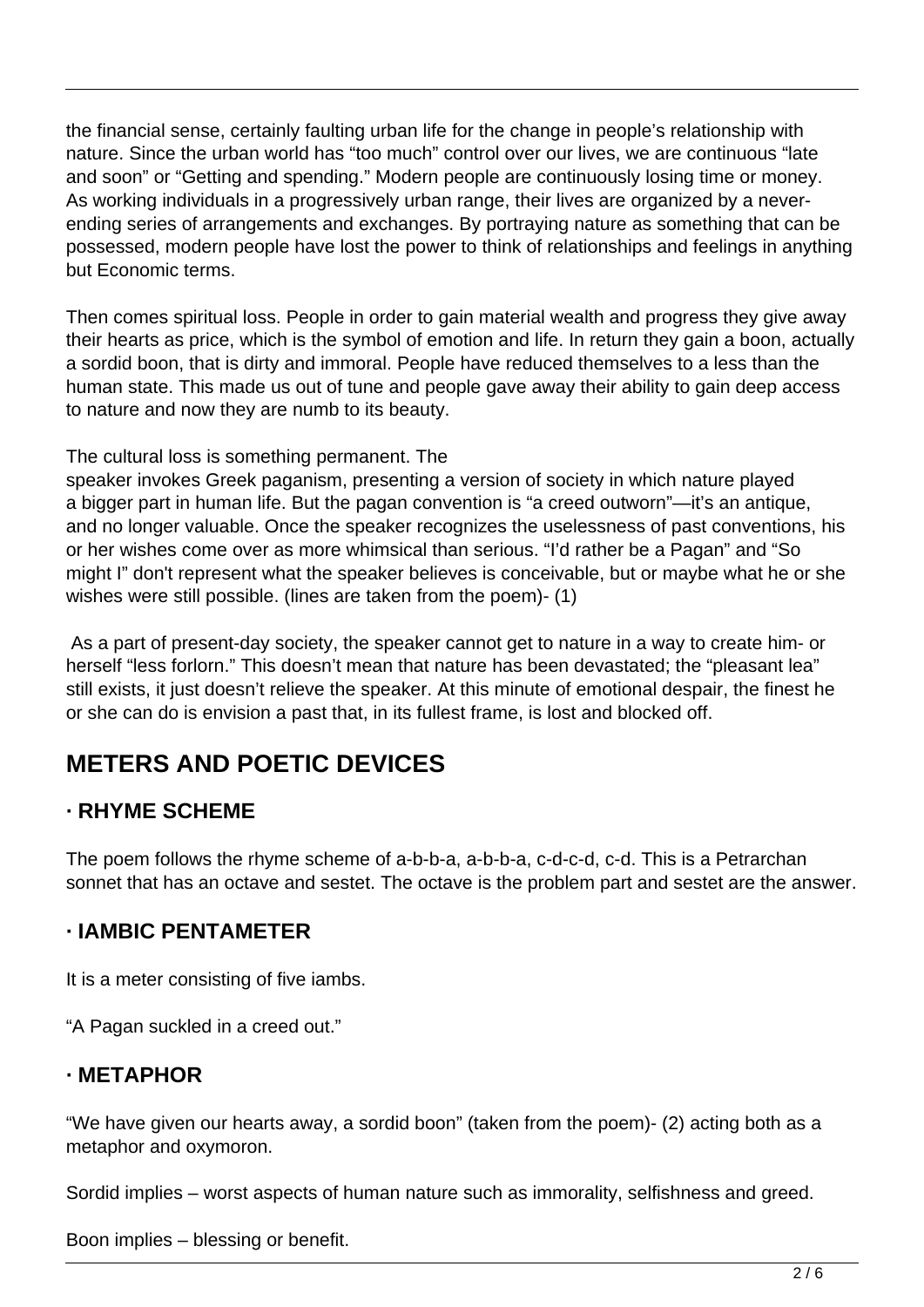the financial sense, certainly faulting urban life for the change in people's relationship with nature. Since the urban world has "too much" control over our lives, we are continuous "late and soon" or "Getting and spending." Modern people are continuously losing time or money. As working individuals in a progressively urban range, their lives are organized by a never-ending series of arrangements and exchanges. By portraying nature as something that can be possessed, modern people have lost the power to think of relationships and feelings in anything but Economic terms.

Then comes spiritual loss. People in order to gain material wealth and progress they give away their hearts as price, which is the symbol of emotion and life. In return they gain a boon, actually a sordid boon, that is dirty and immoral. People have reduced themselves to a less than the human state. This made us out of tune and people gave away their ability to gain deep access to nature and now they are numb to its beauty.

The cultural loss is something permanent. The speaker invokes Greek paganism, presenting a version of society in which nature played a bigger part in human life. But the pagan convention is "a creed outworn"—it's an antique, and no longer valuable. Once the speaker recognizes the uselessness of past conventions, his or her wishes come over as more whimsical than serious. "I'd rather be a Pagan" and "So might I" don't represent what the speaker believes is conceivable, but or maybe what he or she wishes were still possible. (lines are taken from the poem)- (1)

As a part of present-day society, the speaker cannot get to nature in a way to create him- or herself "less forlorn." This doesn't mean that nature has been devastated; the "pleasant lea" still exists, it just doesn't relieve the speaker. At this minute of emotional despair, the finest he or she can do is envision a past that, in its fullest frame, is lost and blocked off.

## METERS AND POETIC DEVICES

### · RHYME SCHEME

The poem follows the rhyme scheme of a-b-b-a, a-b-b-a, c-d-c-d, c-d. This is a Petrarchan sonnet that has an octave and sestet. The octave is the problem part and sestet are the answer.

### · IAMBIC PENTAMETER

It is a meter consisting of five iambs.

"A Pagan suckled in a creed out."

### · METAPHOR

"We have given our hearts away, a sordid boon" (taken from the poem)- (2) acting both as a metaphor and oxymoron.

Sordid implies – worst aspects of human nature such as immorality, selfishness and greed.

Boon implies – blessing or benefit.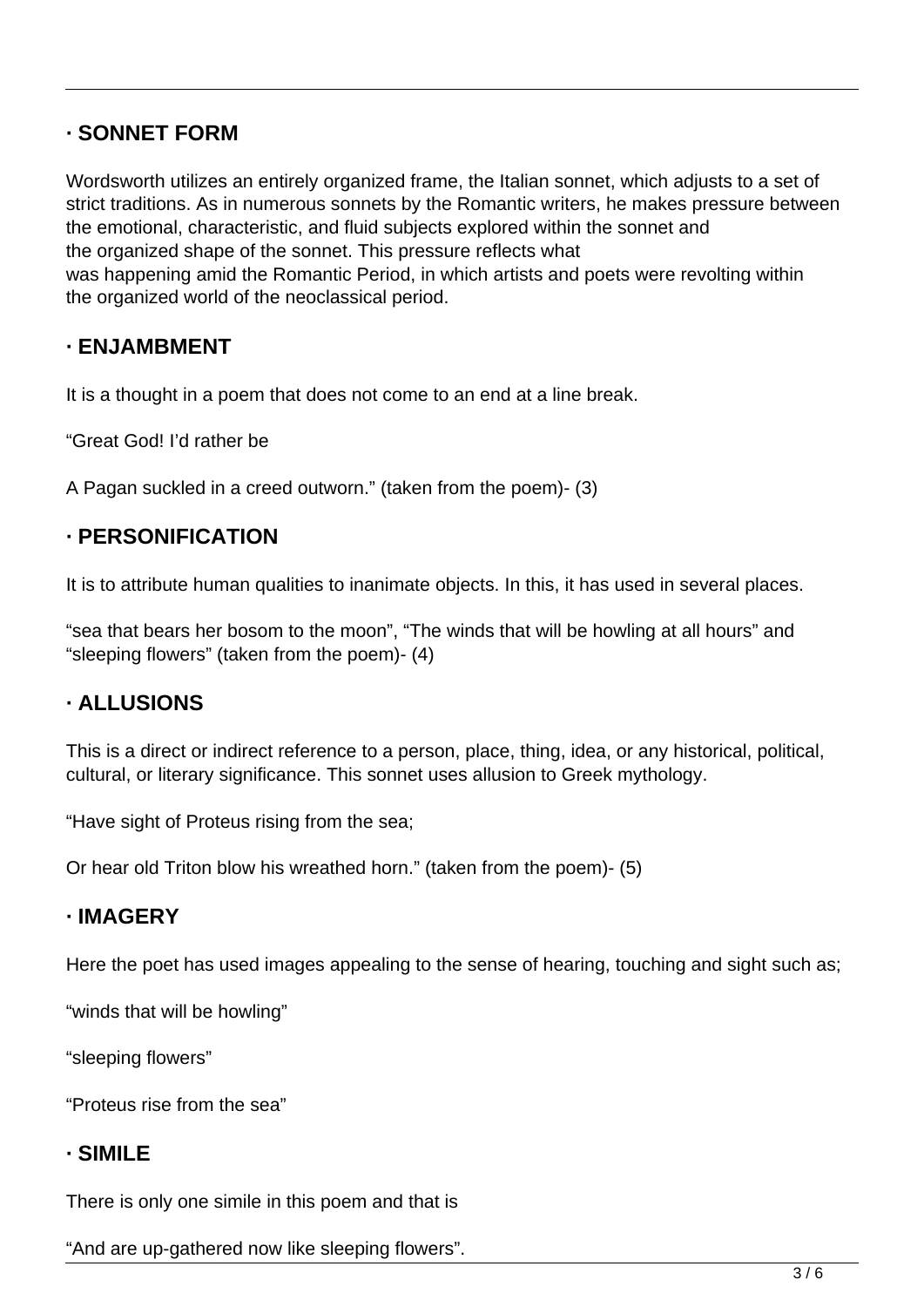## · SONNET FORM

Wordsworth utilizes an entirely organized frame, the Italian sonnet, which adjusts to a set of strict traditions. As in numerous sonnets by the Romantic writers, he makes pressure between the emotional, characteristic, and fluid subjects explored within the sonnet and the organized shape of the sonnet. This pressure reflects what was happening amid the Romantic Period, in which artists and poets were revolting within the organized world of the neoclassical period.

## · ENJAMBMENT

It is a thought in a poem that does not come to an end at a line break.

"Great God! I'd rather be

A Pagan suckled in a creed outworn." (taken from the poem)- (3)

## · PERSONIFICATION

It is to attribute human qualities to inanimate objects. In this, it has used in several places.

"sea that bears her bosom to the moon", "The winds that will be howling at all hours" and "sleeping flowers" (taken from the poem)- (4)

## · ALLUSIONS

This is a direct or indirect reference to a person, place, thing, idea, or any historical, political, cultural, or literary significance. This sonnet uses allusion to Greek mythology.

"Have sight of Proteus rising from the sea;

Or hear old Triton blow his wreathed horn." (taken from the poem)- (5)

## · IMAGERY

Here the poet has used images appealing to the sense of hearing, touching and sight such as;

"winds that will be howling"

"sleeping flowers"

"Proteus rise from the sea"

## · SIMILE

There is only one simile in this poem and that is

"And are up-gathered now like sleeping flowers".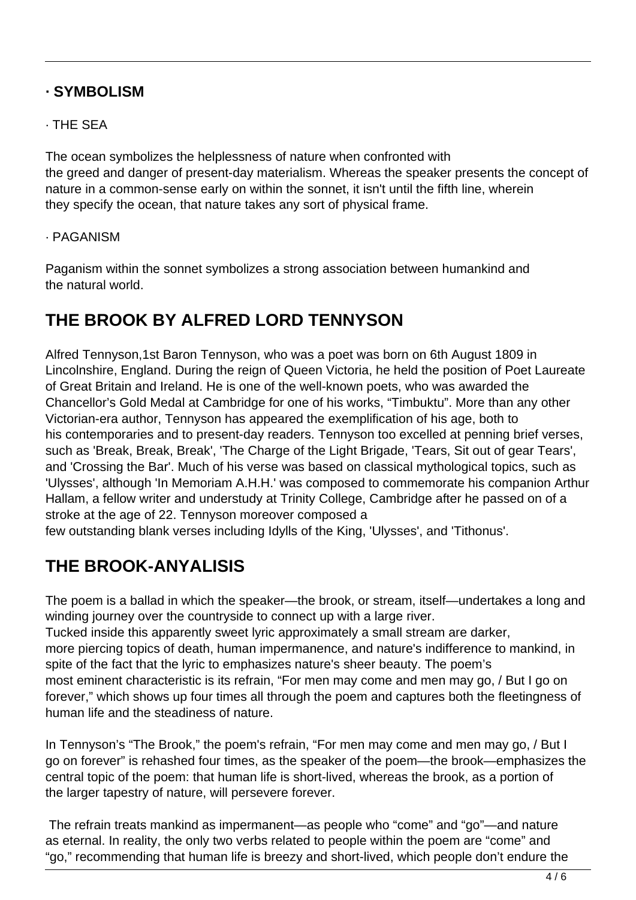### · SYMBOLISM

· THE SEA

The ocean symbolizes the helplessness of nature when confronted with the greed and danger of present-day materialism. Whereas the speaker presents the concept of nature in a common-sense early on within the sonnet, it isn't until the fifth line, wherein they specify the ocean, that nature takes any sort of physical frame.

· PAGANISM

Paganism within the sonnet symbolizes a strong association between humankind and the natural world.

## THE BROOK BY ALFRED LORD TENNYSON

Alfred Tennyson,1st Baron Tennyson, who was a poet was born on 6th August 1809 in Lincolnshire, England. During the reign of Queen Victoria, he held the position of Poet Laureate of Great Britain and Ireland. He is one of the well-known poets, who was awarded the Chancellor's Gold Medal at Cambridge for one of his works, "Timbuktu". More than any other Victorian-era author, Tennyson has appeared the exemplification of his age, both to his contemporaries and to present-day readers. Tennyson too excelled at penning brief verses, such as 'Break, Break, Break', 'The Charge of the Light Brigade, 'Tears, Sit out of gear Tears', and 'Crossing the Bar'. Much of his verse was based on classical mythological topics, such as 'Ulysses', although 'In Memoriam A.H.H.' was composed to commemorate his companion Arthur Hallam, a fellow writer and understudy at Trinity College, Cambridge after he passed on of a stroke at the age of 22. Tennyson moreover composed a few outstanding blank verses including Idylls of the King, 'Ulysses', and 'Tithonus'.

## THE BROOK-ANYALISIS

The poem is a ballad in which the speaker—the brook, or stream, itself—undertakes a long and winding journey over the countryside to connect up with a large river.
Tucked inside this apparently sweet lyric approximately a small stream are darker, more piercing topics of death, human impermanence, and nature's indifference to mankind, in spite of the fact that the lyric to emphasizes nature's sheer beauty. The poem's most eminent characteristic is its refrain, "For men may come and men may go, / But I go on forever," which shows up four times all through the poem and captures both the fleetingness of human life and the steadiness of nature.

In Tennyson's "The Brook," the poem's refrain, "For men may come and men may go, / But I go on forever" is rehashed four times, as the speaker of the poem—the brook—emphasizes the central topic of the poem: that human life is short-lived, whereas the brook, as a portion of the larger tapestry of nature, will persevere forever.

The refrain treats mankind as impermanent—as people who "come" and "go"—and nature as eternal. In reality, the only two verbs related to people within the poem are "come" and "go," recommending that human life is breezy and short-lived, which people don't endure the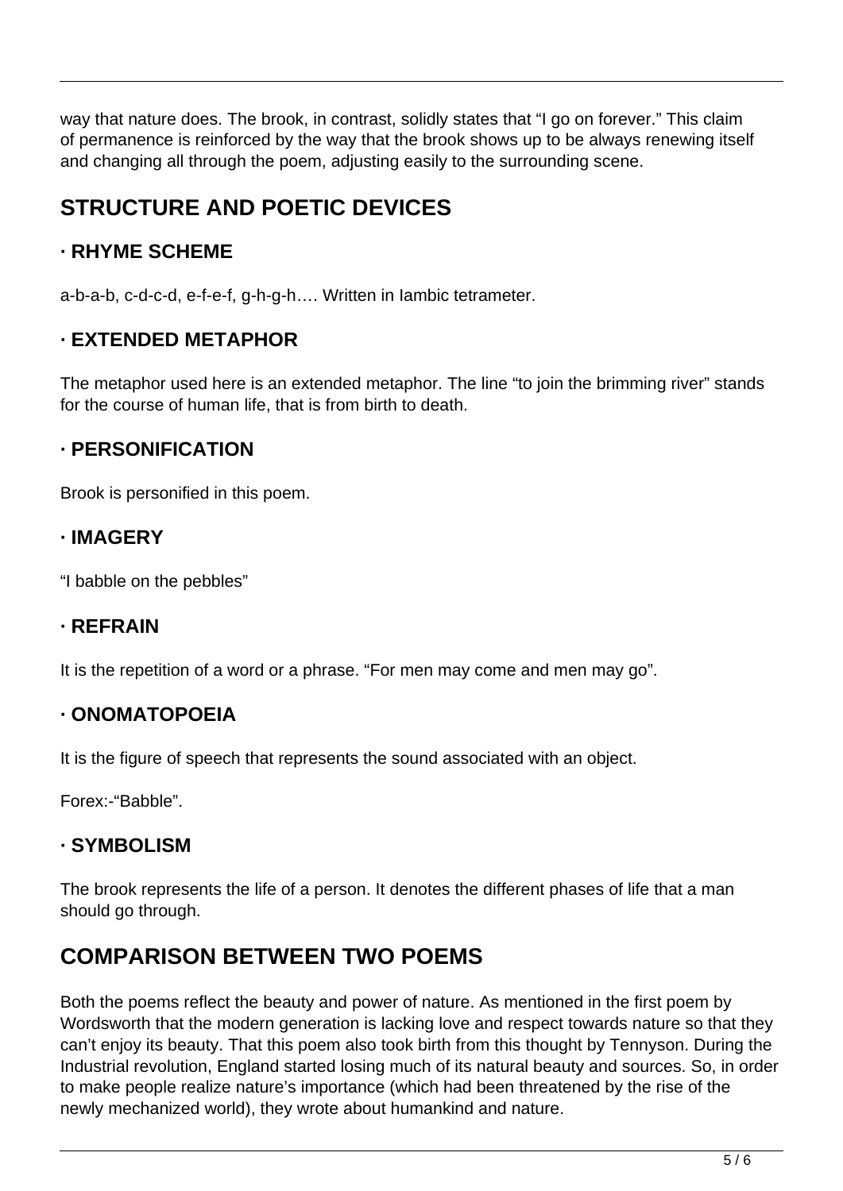way that nature does. The brook, in contrast, solidly states that "I go on forever." This claim of permanence is reinforced by the way that the brook shows up to be always renewing itself and changing all through the poem, adjusting easily to the surrounding scene.

## STRUCTURE AND POETIC DEVICES

### · RHYME SCHEME

a-b-a-b, c-d-c-d, e-f-e-f, g-h-g-h…. Written in Iambic tetrameter.

### · EXTENDED METAPHOR

The metaphor used here is an extended metaphor. The line "to join the brimming river" stands for the course of human life, that is from birth to death.

### · PERSONIFICATION

Brook is personified in this poem.

### · IMAGERY

"I babble on the pebbles"

### · REFRAIN

It is the repetition of a word or a phrase. "For men may come and men may go".

### · ONOMATOPOEIA

It is the figure of speech that represents the sound associated with an object.

Forex:-"Babble".

### · SYMBOLISM

The brook represents the life of a person. It denotes the different phases of life that a man should go through.

## COMPARISON BETWEEN TWO POEMS

Both the poems reflect the beauty and power of nature. As mentioned in the first poem by Wordsworth that the modern generation is lacking love and respect towards nature so that they can't enjoy its beauty. That this poem also took birth from this thought by Tennyson. During the Industrial revolution, England started losing much of its natural beauty and sources. So, in order to make people realize nature's importance (which had been threatened by the rise of the newly mechanized world), they wrote about humankind and nature.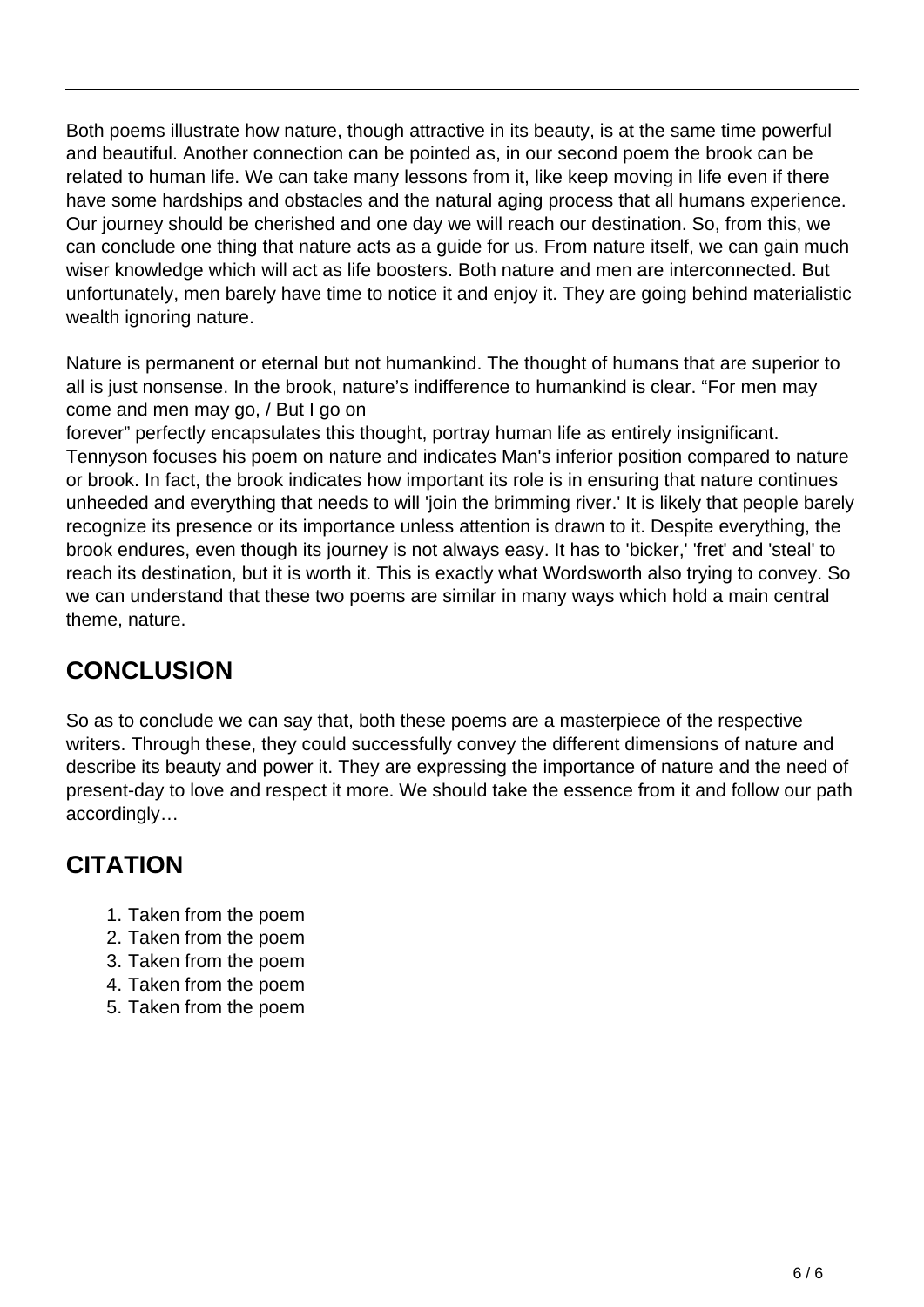Both poems illustrate how nature, though attractive in its beauty, is at the same time powerful and beautiful. Another connection can be pointed as, in our second poem the brook can be related to human life. We can take many lessons from it, like keep moving in life even if there have some hardships and obstacles and the natural aging process that all humans experience. Our journey should be cherished and one day we will reach our destination. So, from this, we can conclude one thing that nature acts as a guide for us. From nature itself, we can gain much wiser knowledge which will act as life boosters. Both nature and men are interconnected. But unfortunately, men barely have time to notice it and enjoy it. They are going behind materialistic wealth ignoring nature.

Nature is permanent or eternal but not humankind. The thought of humans that are superior to all is just nonsense. In the brook, nature's indifference to humankind is clear. "For men may come and men may go, / But I go on forever" perfectly encapsulates this thought, portray human life as entirely insignificant. Tennyson focuses his poem on nature and indicates Man's inferior position compared to nature or brook. In fact, the brook indicates how important its role is in ensuring that nature continues unheeded and everything that needs to will 'join the brimming river.' It is likely that people barely recognize its presence or its importance unless attention is drawn to it. Despite everything, the brook endures, even though its journey is not always easy. It has to 'bicker,' 'fret' and 'steal' to reach its destination, but it is worth it. This is exactly what Wordsworth also trying to convey. So we can understand that these two poems are similar in many ways which hold a main central theme, nature.

## CONCLUSION

So as to conclude we can say that, both these poems are a masterpiece of the respective writers. Through these, they could successfully convey the different dimensions of nature and describe its beauty and power it. They are expressing the importance of nature and the need of present-day to love and respect it more. We should take the essence from it and follow our path accordingly…

## CITATION

1. Taken from the poem
2. Taken from the poem
3. Taken from the poem
4. Taken from the poem
5. Taken from the poem